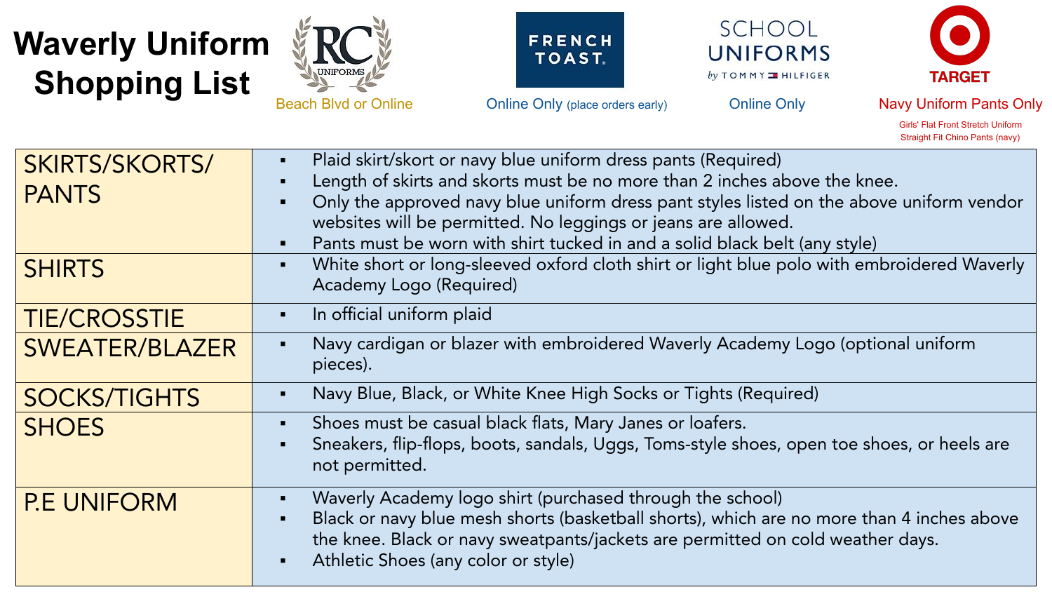# Waverly Uniform Shopping List

**RC Uniforms** — Beach Blvd or Online

**French Toast** — Online Only (place orders early)

**School Uniforms by Tommy Hilfiger** — Online Only

**Target** — Navy Uniform Pants Only
Girls' Flat Front Stretch Uniform Straight Fit Chino Pants (navy)

| Item | Requirements |
| --- | --- |
| SKIRTS/SKORTS/ PANTS | ▪ Plaid skirt/skort or navy blue uniform dress pants (Required)<br>▪ Length of skirts and skorts must be no more than 2 inches above the knee.<br>▪ Only the approved navy blue uniform dress pant styles listed on the above uniform vendor websites will be permitted. No leggings or jeans are allowed.<br>▪ Pants must be worn with shirt tucked in and a solid black belt (any style) |
| SHIRTS | ▪ White short or long-sleeved oxford cloth shirt or light blue polo with embroidered Waverly Academy Logo (Required) |
| TIE/CROSSTIE | ▪ In official uniform plaid |
| SWEATER/BLAZER | ▪ Navy cardigan or blazer with embroidered Waverly Academy Logo (optional uniform pieces). |
| SOCKS/TIGHTS | ▪ Navy Blue, Black, or White Knee High Socks or Tights (Required) |
| SHOES | ▪ Shoes must be casual black flats, Mary Janes or loafers.<br>▪ Sneakers, flip-flops, boots, sandals, Uggs, Toms-style shoes, open toe shoes, or heels are not permitted. |
| P.E UNIFORM | ▪ Waverly Academy logo shirt (purchased through the school)<br>▪ Black or navy blue mesh shorts (basketball shorts), which are no more than 4 inches above the knee. Black or navy sweatpants/jackets are permitted on cold weather days.<br>▪ Athletic Shoes (any color or style) |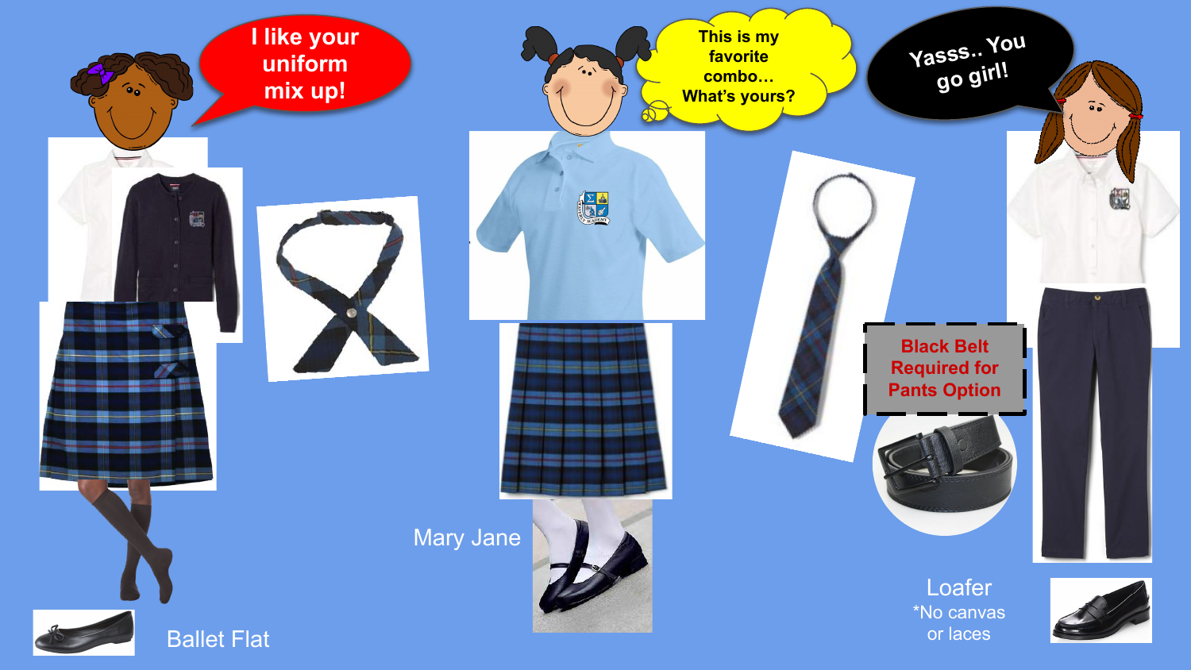I like your uniform mix up!

This is my favorite combo… What's yours?

Yasss.. You go girl!

Black Belt Required for Pants Option

Mary Jane

Ballet Flat

Loafer
*No canvas or laces